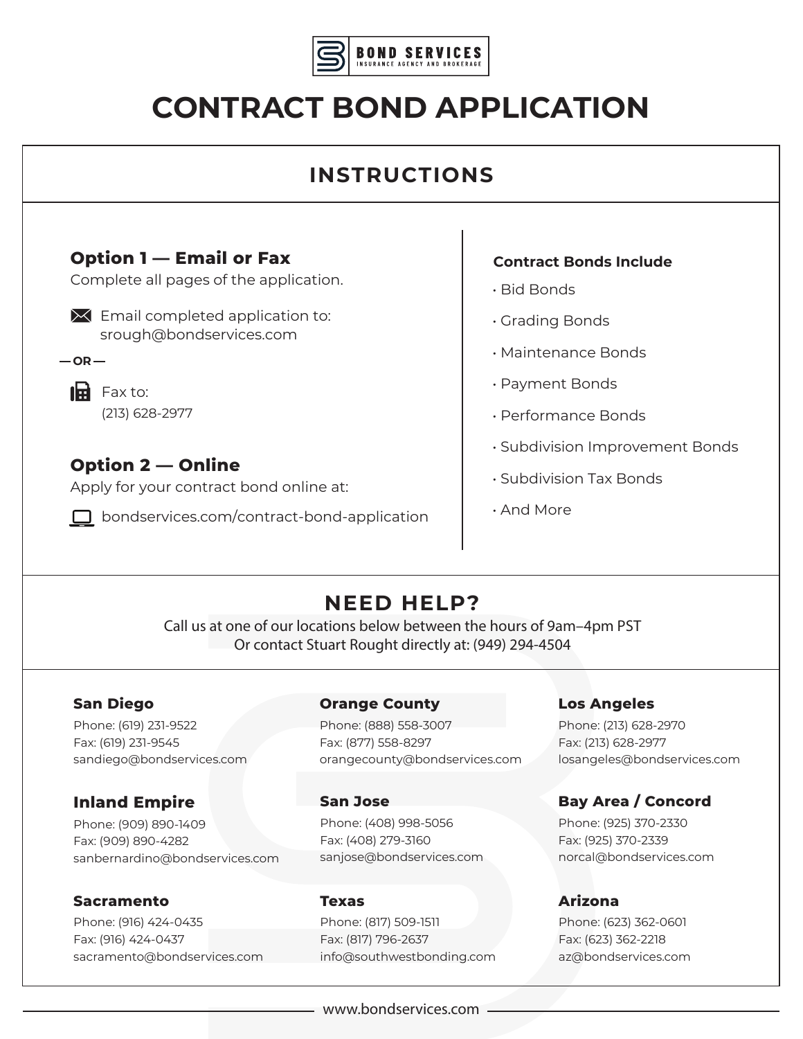**BOND SERVICES**
INSURANCE AGENCY AND BROKERAGE

# CONTRACT BOND APPLICATION

## INSTRUCTIONS

### Option 1 — Email or Fax

Complete all pages of the application.

Email completed application to:
srough@bondservices.com

— OR —

Fax to:
(213) 628-2977

### Option 2 — Online

Apply for your contract bond online at:

bondservices.com/contract-bond-application

**Contract Bonds Include**

- Bid Bonds
- Grading Bonds
- Maintenance Bonds
- Payment Bonds
- Performance Bonds
- Subdivision Improvement Bonds
- Subdivision Tax Bonds
- And More

## NEED HELP?

Call us at one of our locations below between the hours of 9am–4pm PST
Or contact Stuart Rought directly at: (949) 294-4504

**San Diego**
Phone: (619) 231-9522
Fax: (619) 231-9545
sandiego@bondservices.com

**Orange County**
Phone: (888) 558-3007
Fax: (877) 558-8297
orangecounty@bondservices.com

**Los Angeles**
Phone: (213) 628-2970
Fax: (213) 628-2977
losangeles@bondservices.com

**Inland Empire**
Phone: (909) 890-1409
Fax: (909) 890-4282
sanbernardino@bondservices.com

**San Jose**
Phone: (408) 998-5056
Fax: (408) 279-3160
sanjose@bondservices.com

**Bay Area / Concord**
Phone: (925) 370-2330
Fax: (925) 370-2339
norcal@bondservices.com

**Sacramento**
Phone: (916) 424-0435
Fax: (916) 424-0437
sacramento@bondservices.com

**Texas**
Phone: (817) 509-1511
Fax: (817) 796-2637
info@southwestbonding.com

**Arizona**
Phone: (623) 362-0601
Fax: (623) 362-2218
az@bondservices.com

www.bondservices.com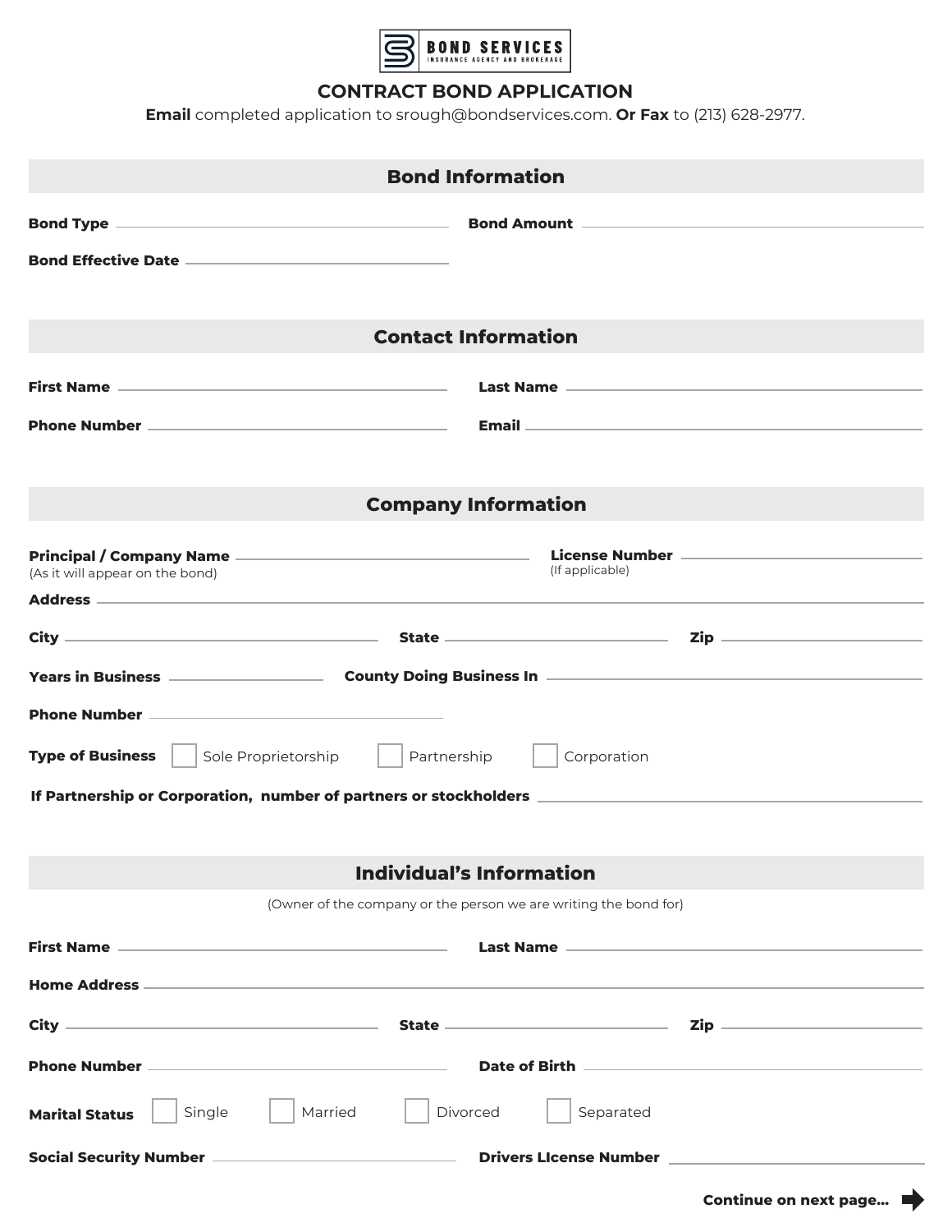BOND SERVICES
INSURANCE AGENCY AND BROKERAGE

# CONTRACT BOND APPLICATION

**Email** completed application to srough@bondservices.com. **Or Fax** to (213) 628-2977.

## Bond Information

**Bond Type** ______________________ **Bond Amount** ______________________

**Bond Effective Date** ______________________

## Contact Information

**First Name** ______________________ **Last Name** ______________________

**Phone Number** ______________________ **Email** ______________________

## Company Information

**Principal / Company Name** ______________________
(As it will appear on the bond)

**License Number** ______________________
(If applicable)

**Address** ______________________

**City** ______________________ **State** ______________________ **Zip** ______________________

**Years in Business** ______________________ **County Doing Business In** ______________________

**Phone Number** ______________________

**Type of Business** ☐ Sole Proprietorship ☐ Partnership ☐ Corporation

**If Partnership or Corporation, number of partners or stockholders** ______________________

## Individual's Information

(Owner of the company or the person we are writing the bond for)

**First Name** ______________________ **Last Name** ______________________

**Home Address** ______________________

**City** ______________________ **State** ______________________ **Zip** ______________________

**Phone Number** ______________________ **Date of Birth** ______________________

**Marital Status** ☐ Single ☐ Married ☐ Divorced ☐ Separated

**Social Security Number** ______________________ **Drivers LIcense Number** ______________________

**Continue on next page...**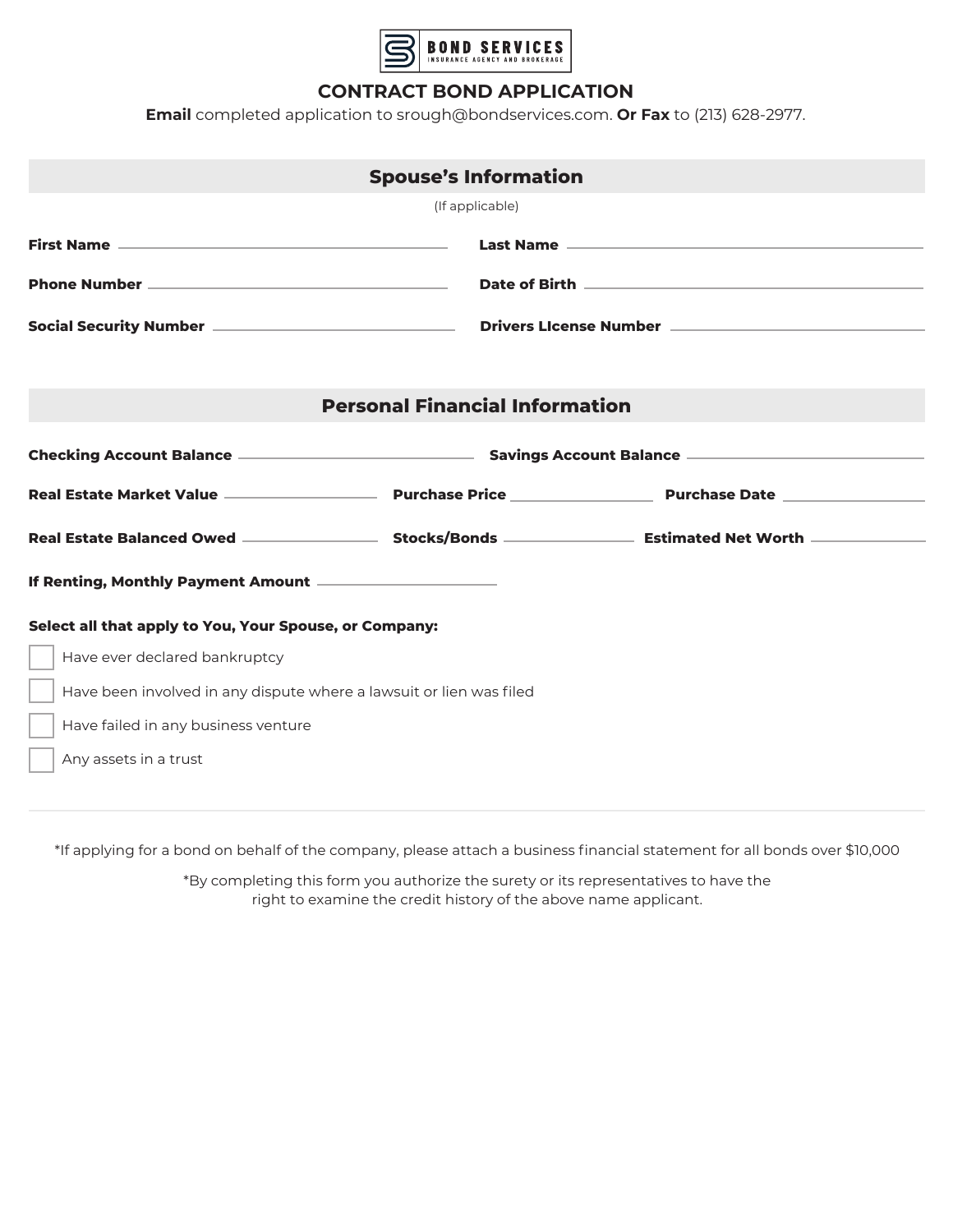BOND SERVICES
INSURANCE AGENCY AND BROKERAGE

# CONTRACT BOND APPLICATION

**Email** completed application to srough@bondservices.com. **Or Fax** to (213) 628-2977.

## Spouse's Information

(If applicable)

**First Name** ____________________ **Last Name** ____________________

**Phone Number** ____________________ **Date of Birth** ____________________

**Social Security Number** ____________________ **Drivers LIcense Number** ____________________

## Personal Financial Information

**Checking Account Balance** ____________________ **Savings Account Balance** ____________________

**Real Estate Market Value** ____________ **Purchase Price** ____________ **Purchase Date** ____________

**Real Estate Balanced Owed** ____________ **Stocks/Bonds** ____________ **Estimated Net Worth** ____________

**If Renting, Monthly Payment Amount** ____________________

**Select all that apply to You, Your Spouse, or Company:**

- ☐ Have ever declared bankruptcy
- ☐ Have been involved in any dispute where a lawsuit or lien was filed
- ☐ Have failed in any business venture
- ☐ Any assets in a trust

---

*If applying for a bond on behalf of the company, please attach a business financial statement for all bonds over $10,000

*By completing this form you authorize the surety or its representatives to have the right to examine the credit history of the above name applicant.